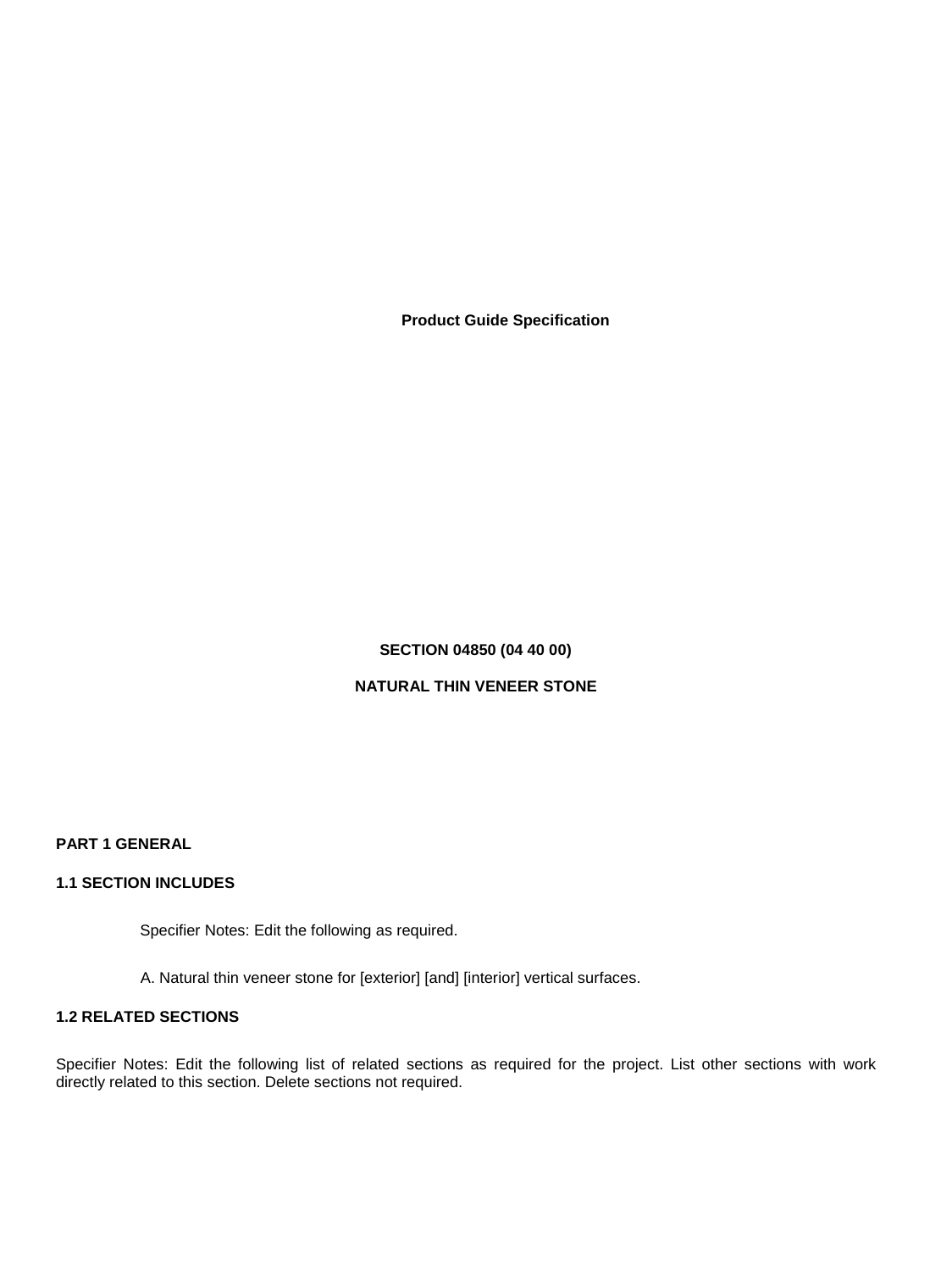**Product Guide Specification**

# SECTION 04850 (04 40 00)

# NATURAL THIN VENEER STONE

## PART 1 GENERAL

### 1.1 SECTION INCLUDES

Specifier Notes: Edit the following as required.

A. Natural thin veneer stone for [exterior] [and] [interior] vertical surfaces.

### 1.2 RELATED SECTIONS

Specifier Notes: Edit the following list of related sections as required for the project. List other sections with work directly related to this section. Delete sections not required.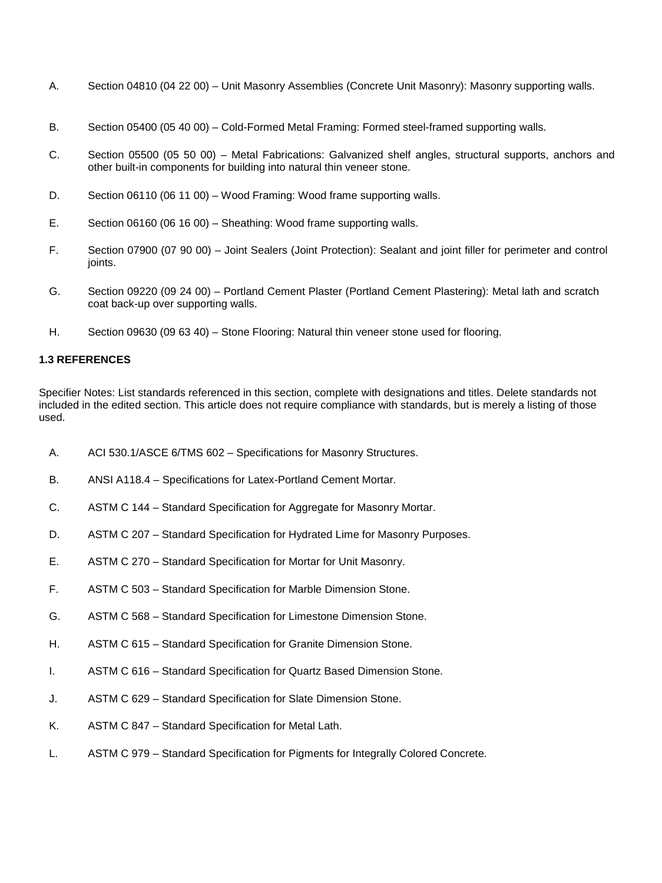A. Section 04810 (04 22 00) – Unit Masonry Assemblies (Concrete Unit Masonry): Masonry supporting walls.

B. Section 05400 (05 40 00) – Cold-Formed Metal Framing: Formed steel-framed supporting walls.

C. Section 05500 (05 50 00) – Metal Fabrications: Galvanized shelf angles, structural supports, anchors and other built-in components for building into natural thin veneer stone.

D. Section 06110 (06 11 00) – Wood Framing: Wood frame supporting walls.

E. Section 06160 (06 16 00) – Sheathing: Wood frame supporting walls.

F. Section 07900 (07 90 00) – Joint Sealers (Joint Protection): Sealant and joint filler for perimeter and control joints.

G. Section 09220 (09 24 00) – Portland Cement Plaster (Portland Cement Plastering): Metal lath and scratch coat back-up over supporting walls.

H. Section 09630 (09 63 40) – Stone Flooring: Natural thin veneer stone used for flooring.

**1.3 REFERENCES**

Specifier Notes: List standards referenced in this section, complete with designations and titles. Delete standards not included in the edited section. This article does not require compliance with standards, but is merely a listing of those used.

A. ACI 530.1/ASCE 6/TMS 602 – Specifications for Masonry Structures.

B. ANSI A118.4 – Specifications for Latex-Portland Cement Mortar.

C. ASTM C 144 – Standard Specification for Aggregate for Masonry Mortar.

D. ASTM C 207 – Standard Specification for Hydrated Lime for Masonry Purposes.

E. ASTM C 270 – Standard Specification for Mortar for Unit Masonry.

F. ASTM C 503 – Standard Specification for Marble Dimension Stone.

G. ASTM C 568 – Standard Specification for Limestone Dimension Stone.

H. ASTM C 615 – Standard Specification for Granite Dimension Stone.

I. ASTM C 616 – Standard Specification for Quartz Based Dimension Stone.

J. ASTM C 629 – Standard Specification for Slate Dimension Stone.

K. ASTM C 847 – Standard Specification for Metal Lath.

L. ASTM C 979 – Standard Specification for Pigments for Integrally Colored Concrete.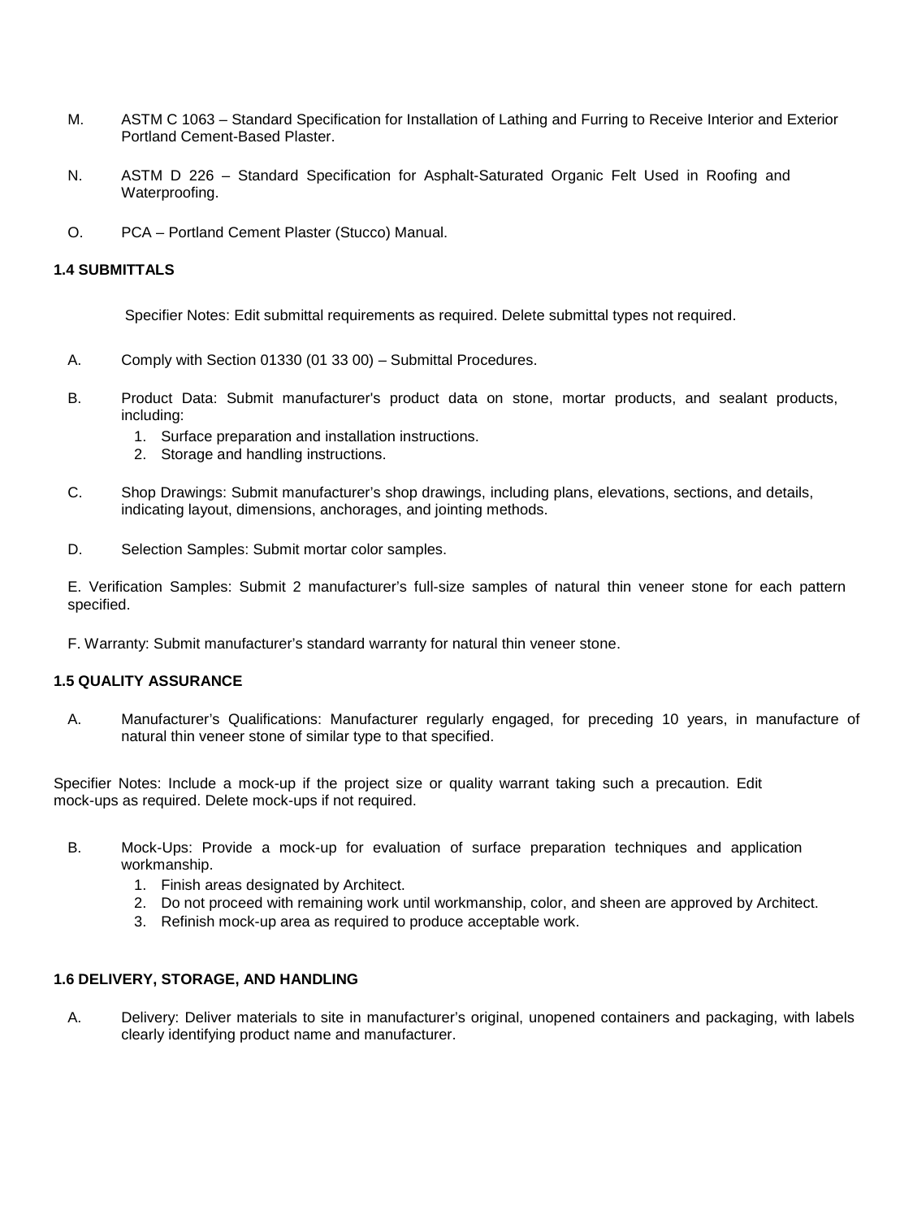M. ASTM C 1063 – Standard Specification for Installation of Lathing and Furring to Receive Interior and Exterior Portland Cement-Based Plaster.

N. ASTM D 226 – Standard Specification for Asphalt-Saturated Organic Felt Used in Roofing and Waterproofing.

O. PCA – Portland Cement Plaster (Stucco) Manual.

### 1.4 SUBMITTALS

Specifier Notes: Edit submittal requirements as required. Delete submittal types not required.

A. Comply with Section 01330 (01 33 00) – Submittal Procedures.

B. Product Data: Submit manufacturer's product data on stone, mortar products, and sealant products, including:
   1. Surface preparation and installation instructions.
   2. Storage and handling instructions.

C. Shop Drawings: Submit manufacturer's shop drawings, including plans, elevations, sections, and details, indicating layout, dimensions, anchorages, and jointing methods.

D. Selection Samples: Submit mortar color samples.

E. Verification Samples: Submit 2 manufacturer's full-size samples of natural thin veneer stone for each pattern specified.

F. Warranty: Submit manufacturer's standard warranty for natural thin veneer stone.

### 1.5 QUALITY ASSURANCE

A. Manufacturer's Qualifications: Manufacturer regularly engaged, for preceding 10 years, in manufacture of natural thin veneer stone of similar type to that specified.

Specifier Notes: Include a mock-up if the project size or quality warrant taking such a precaution. Edit mock-ups as required. Delete mock-ups if not required.

B. Mock-Ups: Provide a mock-up for evaluation of surface preparation techniques and application workmanship.
   1. Finish areas designated by Architect.
   2. Do not proceed with remaining work until workmanship, color, and sheen are approved by Architect.
   3. Refinish mock-up area as required to produce acceptable work.

### 1.6 DELIVERY, STORAGE, AND HANDLING

A. Delivery: Deliver materials to site in manufacturer's original, unopened containers and packaging, with labels clearly identifying product name and manufacturer.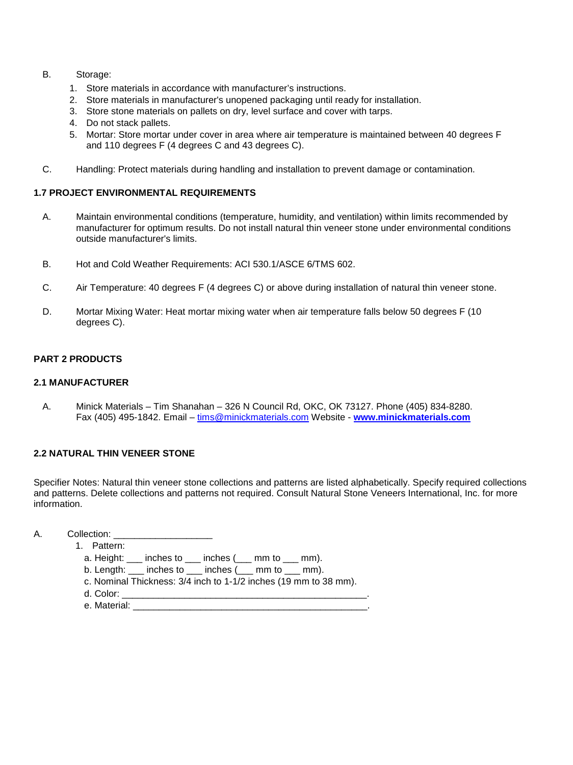B. Storage:

1. Store materials in accordance with manufacturer's instructions.
2. Store materials in manufacturer's unopened packaging until ready for installation.
3. Store stone materials on pallets on dry, level surface and cover with tarps.
4. Do not stack pallets.
5. Mortar: Store mortar under cover in area where air temperature is maintained between 40 degrees F and 110 degrees F (4 degrees C and 43 degrees C).

C. Handling: Protect materials during handling and installation to prevent damage or contamination.

### 1.7 PROJECT ENVIRONMENTAL REQUIREMENTS

A. Maintain environmental conditions (temperature, humidity, and ventilation) within limits recommended by manufacturer for optimum results. Do not install natural thin veneer stone under environmental conditions outside manufacturer's limits.

B. Hot and Cold Weather Requirements: ACI 530.1/ASCE 6/TMS 602.

C. Air Temperature: 40 degrees F (4 degrees C) or above during installation of natural thin veneer stone.

D. Mortar Mixing Water: Heat mortar mixing water when air temperature falls below 50 degrees F (10 degrees C).

## PART 2 PRODUCTS

### 2.1 MANUFACTURER

A. Minick Materials – Tim Shanahan – 326 N Council Rd, OKC, OK 73127. Phone (405) 834-8280. Fax (405) 495-1842. Email – tims@minickmaterials.com Website - **www.minickmaterials.com**

### 2.2 NATURAL THIN VENEER STONE

Specifier Notes: Natural thin veneer stone collections and patterns are listed alphabetically. Specify required collections and patterns. Delete collections and patterns not required. Consult Natural Stone Veneers International, Inc. for more information.

A. Collection: ___________________

1. Pattern:
   a. Height: ___ inches to ___ inches (___ mm to ___ mm).
   b. Length: ___ inches to ___ inches (___ mm to ___ mm).
   c. Nominal Thickness: 3/4 inch to 1-1/2 inches (19 mm to 38 mm).
   d. Color: ________________________________________________.
   e. Material: _______________________________________________.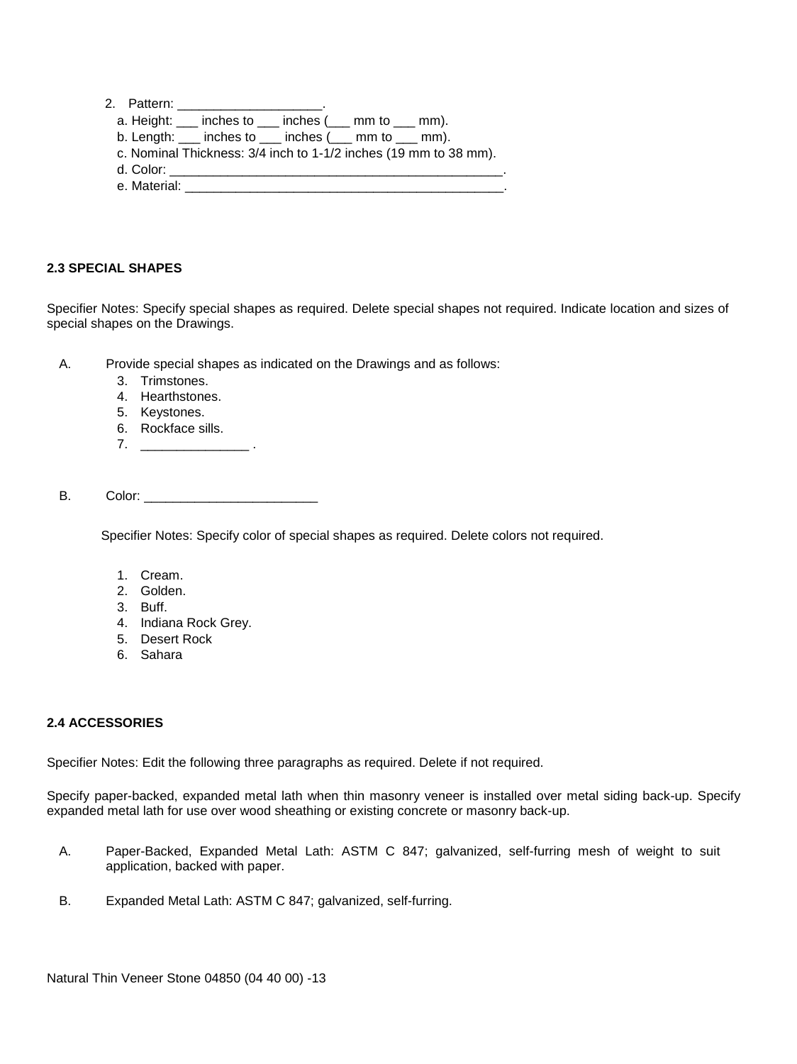2. Pattern: ____________________.
   a. Height: ___ inches to ___ inches (___ mm to ___ mm).
   b. Length: ___ inches to ___ inches (___ mm to ___ mm).
   c. Nominal Thickness: 3/4 inch to 1-1/2 inches (19 mm to 38 mm).
   d. Color: ______________________________________________.
   e. Material: ____________________________________________.

**2.3 SPECIAL SHAPES**

Specifier Notes: Specify special shapes as required. Delete special shapes not required. Indicate location and sizes of special shapes on the Drawings.

A. Provide special shapes as indicated on the Drawings and as follows:
   3. Trimstones.
   4. Hearthstones.
   5. Keystones.
   6. Rockface sills.
   7. _______________ .

B. Color: ________________________

Specifier Notes: Specify color of special shapes as required. Delete colors not required.

1. Cream.
2. Golden.
3. Buff.
4. Indiana Rock Grey.
5. Desert Rock
6. Sahara

**2.4 ACCESSORIES**

Specifier Notes: Edit the following three paragraphs as required. Delete if not required.

Specify paper-backed, expanded metal lath when thin masonry veneer is installed over metal siding back-up. Specify expanded metal lath for use over wood sheathing or existing concrete or masonry back-up.

A. Paper-Backed, Expanded Metal Lath: ASTM C 847; galvanized, self-furring mesh of weight to suit application, backed with paper.

B. Expanded Metal Lath: ASTM C 847; galvanized, self-furring.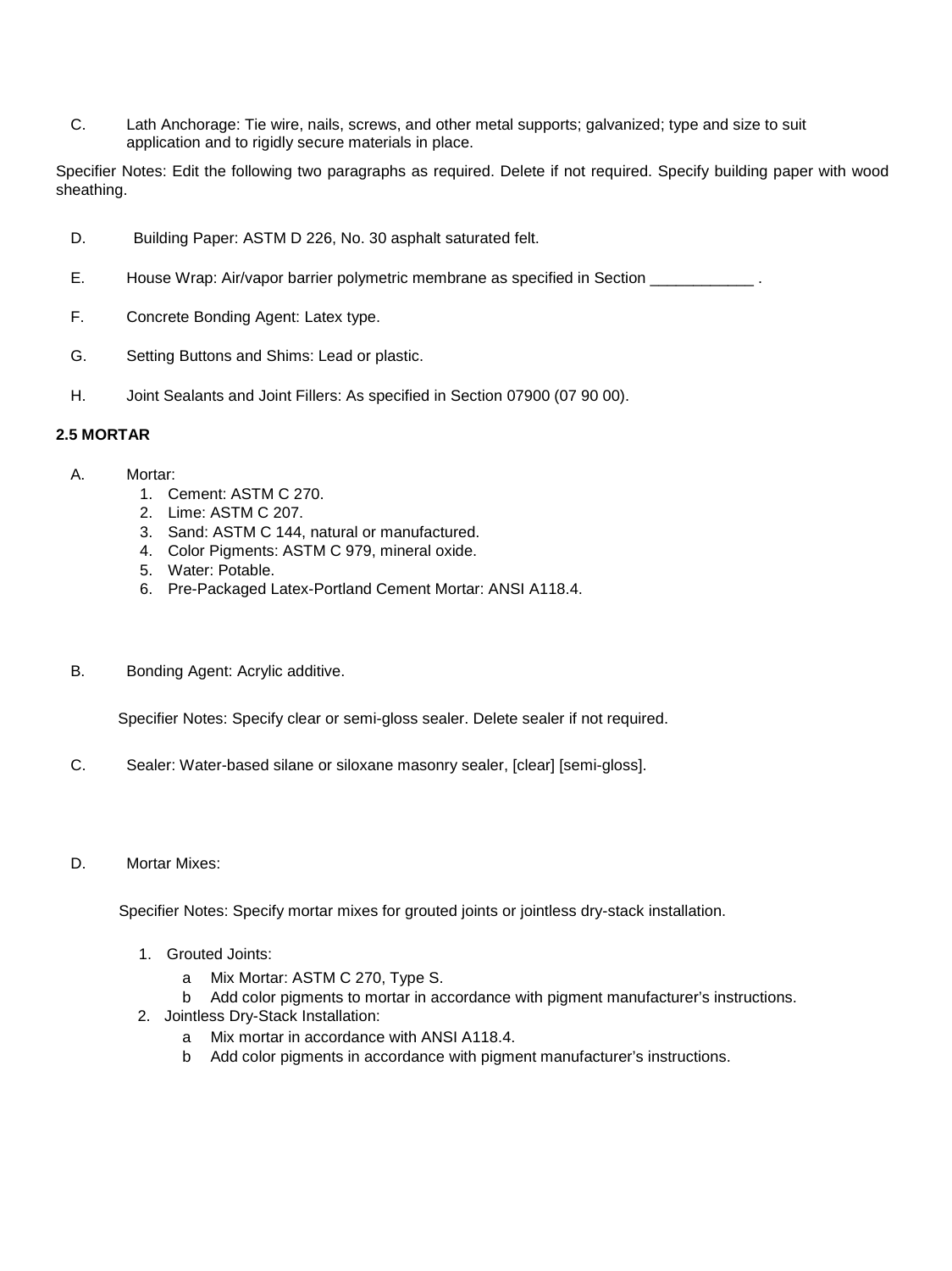C. Lath Anchorage: Tie wire, nails, screws, and other metal supports; galvanized; type and size to suit application and to rigidly secure materials in place.

Specifier Notes: Edit the following two paragraphs as required. Delete if not required. Specify building paper with wood sheathing.

D. Building Paper: ASTM D 226, No. 30 asphalt saturated felt.

E. House Wrap: Air/vapor barrier polymetric membrane as specified in Section ____________ .

F. Concrete Bonding Agent: Latex type.

G. Setting Buttons and Shims: Lead or plastic.

H. Joint Sealants and Joint Fillers: As specified in Section 07900 (07 90 00).

**2.5 MORTAR**

A. Mortar:
  1. Cement: ASTM C 270.
  2. Lime: ASTM C 207.
  3. Sand: ASTM C 144, natural or manufactured.
  4. Color Pigments: ASTM C 979, mineral oxide.
  5. Water: Potable.
  6. Pre-Packaged Latex-Portland Cement Mortar: ANSI A118.4.

B. Bonding Agent: Acrylic additive.

Specifier Notes: Specify clear or semi-gloss sealer. Delete sealer if not required.

C. Sealer: Water-based silane or siloxane masonry sealer, [clear] [semi-gloss].

D. Mortar Mixes:

Specifier Notes: Specify mortar mixes for grouted joints or jointless dry-stack installation.

  1. Grouted Joints:
     a Mix Mortar: ASTM C 270, Type S.
     b Add color pigments to mortar in accordance with pigment manufacturer's instructions.
  2. Jointless Dry-Stack Installation:
     a Mix mortar in accordance with ANSI A118.4.
     b Add color pigments in accordance with pigment manufacturer's instructions.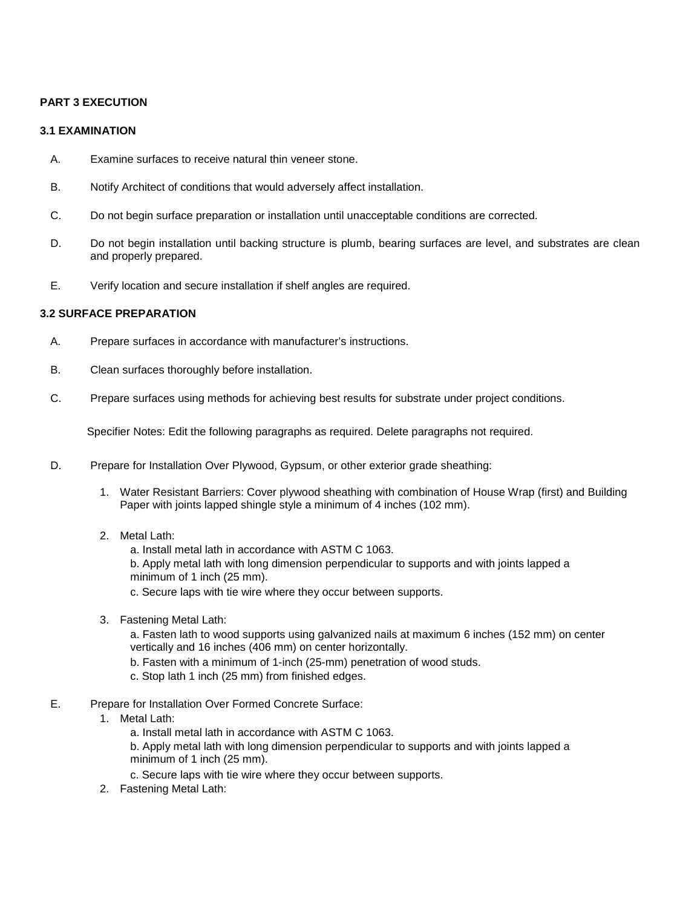## PART 3 EXECUTION

### 3.1 EXAMINATION

A. Examine surfaces to receive natural thin veneer stone.

B. Notify Architect of conditions that would adversely affect installation.

C. Do not begin surface preparation or installation until unacceptable conditions are corrected.

D. Do not begin installation until backing structure is plumb, bearing surfaces are level, and substrates are clean and properly prepared.

E. Verify location and secure installation if shelf angles are required.

### 3.2 SURFACE PREPARATION

A. Prepare surfaces in accordance with manufacturer's instructions.

B. Clean surfaces thoroughly before installation.

C. Prepare surfaces using methods for achieving best results for substrate under project conditions.

Specifier Notes: Edit the following paragraphs as required. Delete paragraphs not required.

D. Prepare for Installation Over Plywood, Gypsum, or other exterior grade sheathing:

1. Water Resistant Barriers: Cover plywood sheathing with combination of House Wrap (first) and Building Paper with joints lapped shingle style a minimum of 4 inches (102 mm).

2. Metal Lath:
   - a. Install metal lath in accordance with ASTM C 1063.
   - b. Apply metal lath with long dimension perpendicular to supports and with joints lapped a minimum of 1 inch (25 mm).
   - c. Secure laps with tie wire where they occur between supports.

3. Fastening Metal Lath:
   - a. Fasten lath to wood supports using galvanized nails at maximum 6 inches (152 mm) on center vertically and 16 inches (406 mm) on center horizontally.
   - b. Fasten with a minimum of 1-inch (25-mm) penetration of wood studs.
   - c. Stop lath 1 inch (25 mm) from finished edges.

E. Prepare for Installation Over Formed Concrete Surface:

1. Metal Lath:
   - a. Install metal lath in accordance with ASTM C 1063.
   - b. Apply metal lath with long dimension perpendicular to supports and with joints lapped a minimum of 1 inch (25 mm).
   - c. Secure laps with tie wire where they occur between supports.

2. Fastening Metal Lath: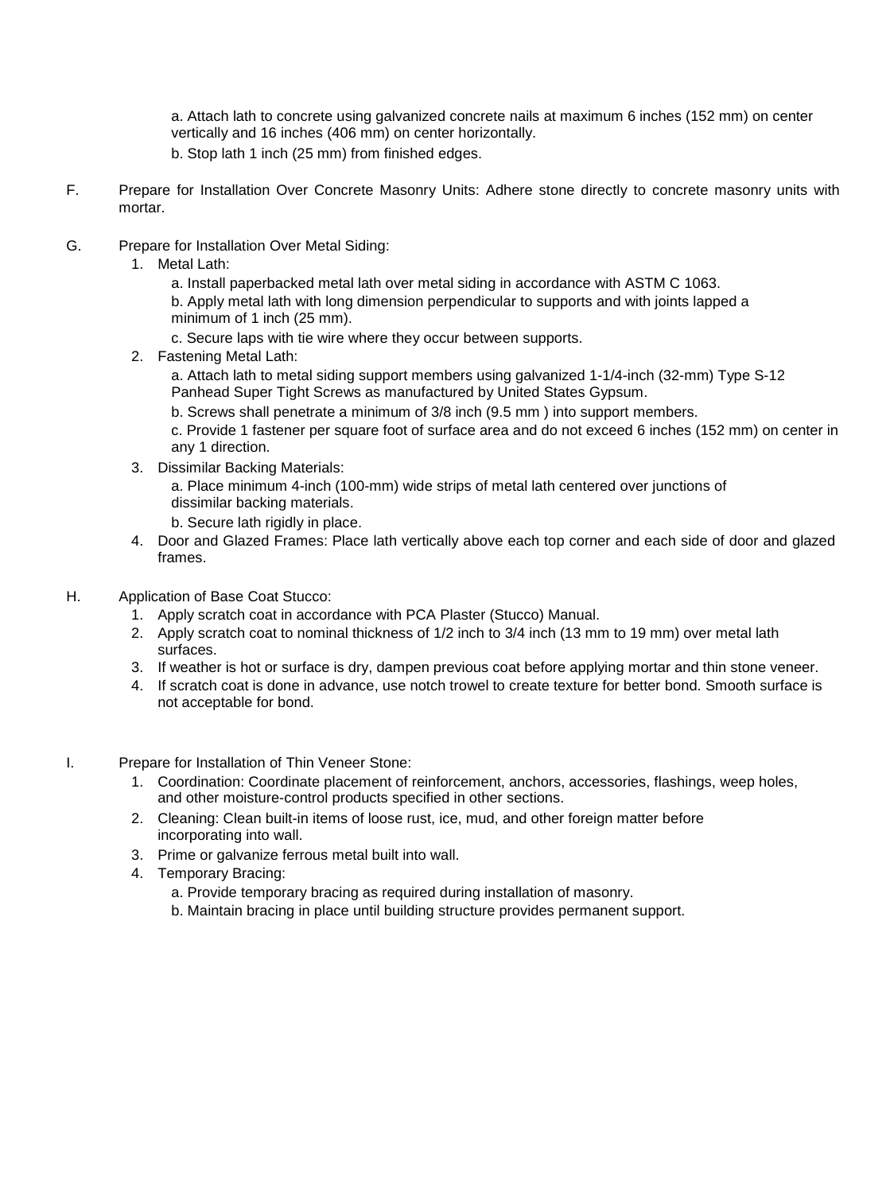a. Attach lath to concrete using galvanized concrete nails at maximum 6 inches (152 mm) on center vertically and 16 inches (406 mm) on center horizontally.

b. Stop lath 1 inch (25 mm) from finished edges.

F. Prepare for Installation Over Concrete Masonry Units: Adhere stone directly to concrete masonry units with mortar.

G. Prepare for Installation Over Metal Siding:

1. Metal Lath:
   - a. Install paperbacked metal lath over metal siding in accordance with ASTM C 1063.
   - b. Apply metal lath with long dimension perpendicular to supports and with joints lapped a minimum of 1 inch (25 mm).
   - c. Secure laps with tie wire where they occur between supports.
2. Fastening Metal Lath:
   - a. Attach lath to metal siding support members using galvanized 1-1/4-inch (32-mm) Type S-12 Panhead Super Tight Screws as manufactured by United States Gypsum.
   - b. Screws shall penetrate a minimum of 3/8 inch (9.5 mm ) into support members.
   - c. Provide 1 fastener per square foot of surface area and do not exceed 6 inches (152 mm) on center in any 1 direction.
3. Dissimilar Backing Materials:
   - a. Place minimum 4-inch (100-mm) wide strips of metal lath centered over junctions of dissimilar backing materials.
   - b. Secure lath rigidly in place.
4. Door and Glazed Frames: Place lath vertically above each top corner and each side of door and glazed frames.

H. Application of Base Coat Stucco:

1. Apply scratch coat in accordance with PCA Plaster (Stucco) Manual.
2. Apply scratch coat to nominal thickness of 1/2 inch to 3/4 inch (13 mm to 19 mm) over metal lath surfaces.
3. If weather is hot or surface is dry, dampen previous coat before applying mortar and thin stone veneer.
4. If scratch coat is done in advance, use notch trowel to create texture for better bond. Smooth surface is not acceptable for bond.

I. Prepare for Installation of Thin Veneer Stone:

1. Coordination: Coordinate placement of reinforcement, anchors, accessories, flashings, weep holes, and other moisture-control products specified in other sections.
2. Cleaning: Clean built-in items of loose rust, ice, mud, and other foreign matter before incorporating into wall.
3. Prime or galvanize ferrous metal built into wall.
4. Temporary Bracing:
   - a. Provide temporary bracing as required during installation of masonry.
   - b. Maintain bracing in place until building structure provides permanent support.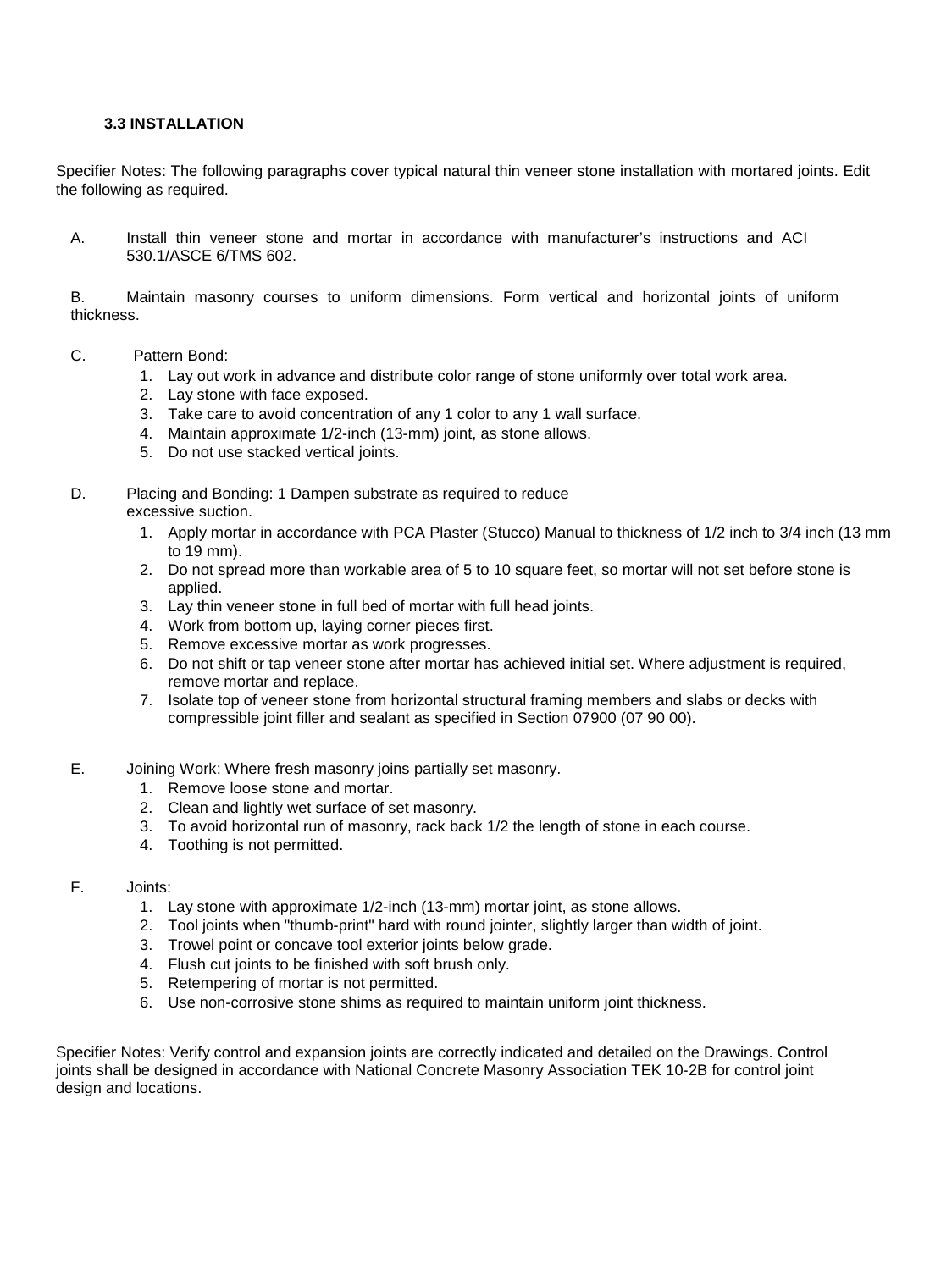### 3.3 INSTALLATION

Specifier Notes: The following paragraphs cover typical natural thin veneer stone installation with mortared joints. Edit the following as required.

A. Install thin veneer stone and mortar in accordance with manufacturer's instructions and ACI 530.1/ASCE 6/TMS 602.

B. Maintain masonry courses to uniform dimensions. Form vertical and horizontal joints of uniform thickness.

C. Pattern Bond:
   1. Lay out work in advance and distribute color range of stone uniformly over total work area.
   2. Lay stone with face exposed.
   3. Take care to avoid concentration of any 1 color to any 1 wall surface.
   4. Maintain approximate 1/2-inch (13-mm) joint, as stone allows.
   5. Do not use stacked vertical joints.

D. Placing and Bonding: 1 Dampen substrate as required to reduce excessive suction.
   1. Apply mortar in accordance with PCA Plaster (Stucco) Manual to thickness of 1/2 inch to 3/4 inch (13 mm to 19 mm).
   2. Do not spread more than workable area of 5 to 10 square feet, so mortar will not set before stone is applied.
   3. Lay thin veneer stone in full bed of mortar with full head joints.
   4. Work from bottom up, laying corner pieces first.
   5. Remove excessive mortar as work progresses.
   6. Do not shift or tap veneer stone after mortar has achieved initial set. Where adjustment is required, remove mortar and replace.
   7. Isolate top of veneer stone from horizontal structural framing members and slabs or decks with compressible joint filler and sealant as specified in Section 07900 (07 90 00).

E. Joining Work: Where fresh masonry joins partially set masonry.
   1. Remove loose stone and mortar.
   2. Clean and lightly wet surface of set masonry.
   3. To avoid horizontal run of masonry, rack back 1/2 the length of stone in each course.
   4. Toothing is not permitted.

F. Joints:
   1. Lay stone with approximate 1/2-inch (13-mm) mortar joint, as stone allows.
   2. Tool joints when "thumb-print" hard with round jointer, slightly larger than width of joint.
   3. Trowel point or concave tool exterior joints below grade.
   4. Flush cut joints to be finished with soft brush only.
   5. Retempering of mortar is not permitted.
   6. Use non-corrosive stone shims as required to maintain uniform joint thickness.

Specifier Notes: Verify control and expansion joints are correctly indicated and detailed on the Drawings. Control joints shall be designed in accordance with National Concrete Masonry Association TEK 10-2B for control joint design and locations.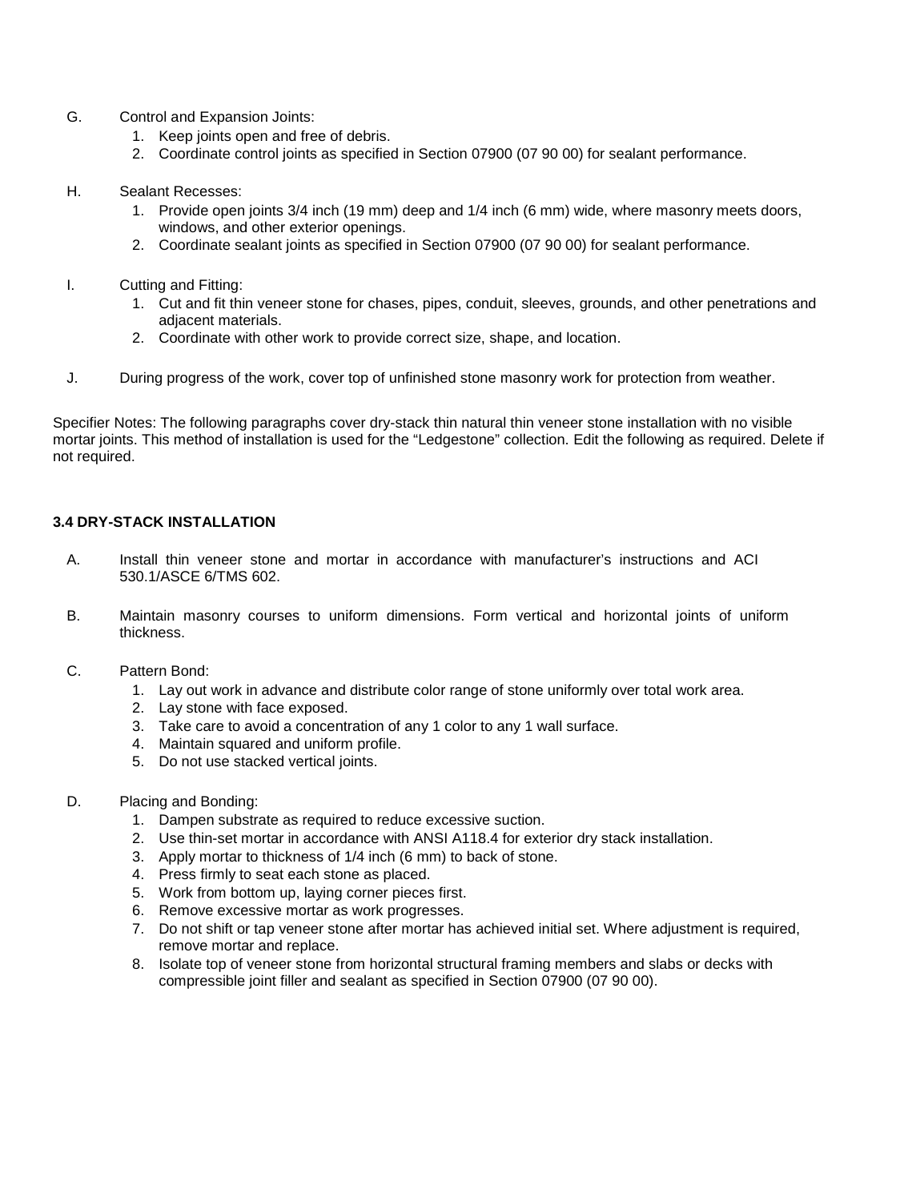G. Control and Expansion Joints:
   1. Keep joints open and free of debris.
   2. Coordinate control joints as specified in Section 07900 (07 90 00) for sealant performance.

H. Sealant Recesses:
   1. Provide open joints 3/4 inch (19 mm) deep and 1/4 inch (6 mm) wide, where masonry meets doors, windows, and other exterior openings.
   2. Coordinate sealant joints as specified in Section 07900 (07 90 00) for sealant performance.

I. Cutting and Fitting:
   1. Cut and fit thin veneer stone for chases, pipes, conduit, sleeves, grounds, and other penetrations and adjacent materials.
   2. Coordinate with other work to provide correct size, shape, and location.

J. During progress of the work, cover top of unfinished stone masonry work for protection from weather.

Specifier Notes: The following paragraphs cover dry-stack thin natural thin veneer stone installation with no visible mortar joints. This method of installation is used for the "Ledgestone" collection. Edit the following as required. Delete if not required.

### 3.4 DRY-STACK INSTALLATION

A. Install thin veneer stone and mortar in accordance with manufacturer's instructions and ACI 530.1/ASCE 6/TMS 602.

B. Maintain masonry courses to uniform dimensions. Form vertical and horizontal joints of uniform thickness.

C. Pattern Bond:
   1. Lay out work in advance and distribute color range of stone uniformly over total work area.
   2. Lay stone with face exposed.
   3. Take care to avoid a concentration of any 1 color to any 1 wall surface.
   4. Maintain squared and uniform profile.
   5. Do not use stacked vertical joints.

D. Placing and Bonding:
   1. Dampen substrate as required to reduce excessive suction.
   2. Use thin-set mortar in accordance with ANSI A118.4 for exterior dry stack installation.
   3. Apply mortar to thickness of 1/4 inch (6 mm) to back of stone.
   4. Press firmly to seat each stone as placed.
   5. Work from bottom up, laying corner pieces first.
   6. Remove excessive mortar as work progresses.
   7. Do not shift or tap veneer stone after mortar has achieved initial set. Where adjustment is required, remove mortar and replace.
   8. Isolate top of veneer stone from horizontal structural framing members and slabs or decks with compressible joint filler and sealant as specified in Section 07900 (07 90 00).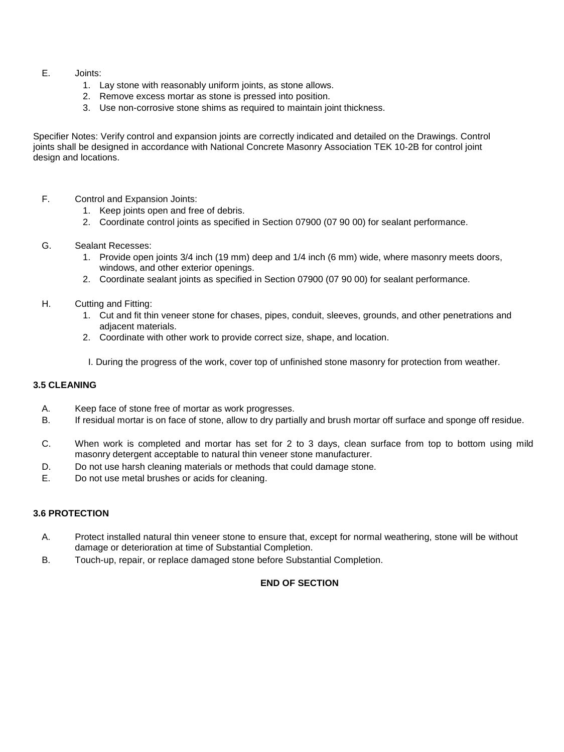E. Joints:
   1. Lay stone with reasonably uniform joints, as stone allows.
   2. Remove excess mortar as stone is pressed into position.
   3. Use non-corrosive stone shims as required to maintain joint thickness.

Specifier Notes: Verify control and expansion joints are correctly indicated and detailed on the Drawings. Control joints shall be designed in accordance with National Concrete Masonry Association TEK 10-2B for control joint design and locations.

F. Control and Expansion Joints:
   1. Keep joints open and free of debris.
   2. Coordinate control joints as specified in Section 07900 (07 90 00) for sealant performance.

G. Sealant Recesses:
   1. Provide open joints 3/4 inch (19 mm) deep and 1/4 inch (6 mm) wide, where masonry meets doors, windows, and other exterior openings.
   2. Coordinate sealant joints as specified in Section 07900 (07 90 00) for sealant performance.

H. Cutting and Fitting:
   1. Cut and fit thin veneer stone for chases, pipes, conduit, sleeves, grounds, and other penetrations and adjacent materials.
   2. Coordinate with other work to provide correct size, shape, and location.

I. During the progress of the work, cover top of unfinished stone masonry for protection from weather.

**3.5 CLEANING**

A. Keep face of stone free of mortar as work progresses.

B. If residual mortar is on face of stone, allow to dry partially and brush mortar off surface and sponge off residue.

C. When work is completed and mortar has set for 2 to 3 days, clean surface from top to bottom using mild masonry detergent acceptable to natural thin veneer stone manufacturer.

D. Do not use harsh cleaning materials or methods that could damage stone.

E. Do not use metal brushes or acids for cleaning.

**3.6 PROTECTION**

A. Protect installed natural thin veneer stone to ensure that, except for normal weathering, stone will be without damage or deterioration at time of Substantial Completion.

B. Touch-up, repair, or replace damaged stone before Substantial Completion.

**END OF SECTION**